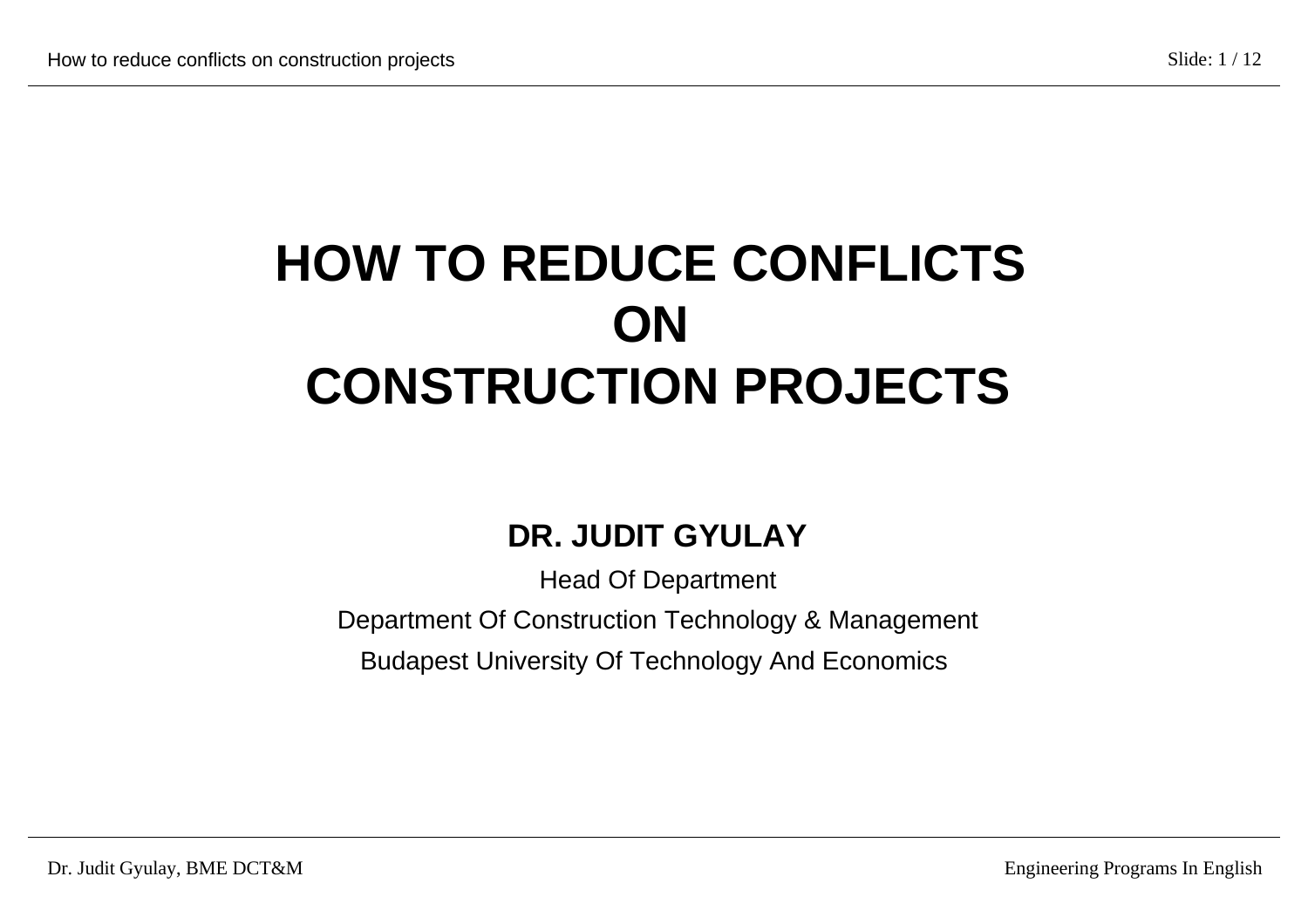# HOW TO REDUCE CONFLICTS ON CONSTRUCTION PROJECTS

**DR. JUDIT GYULAY**

Head Of Department

Department Of Construction Technology & Management

Budapest University Of Technology And Economics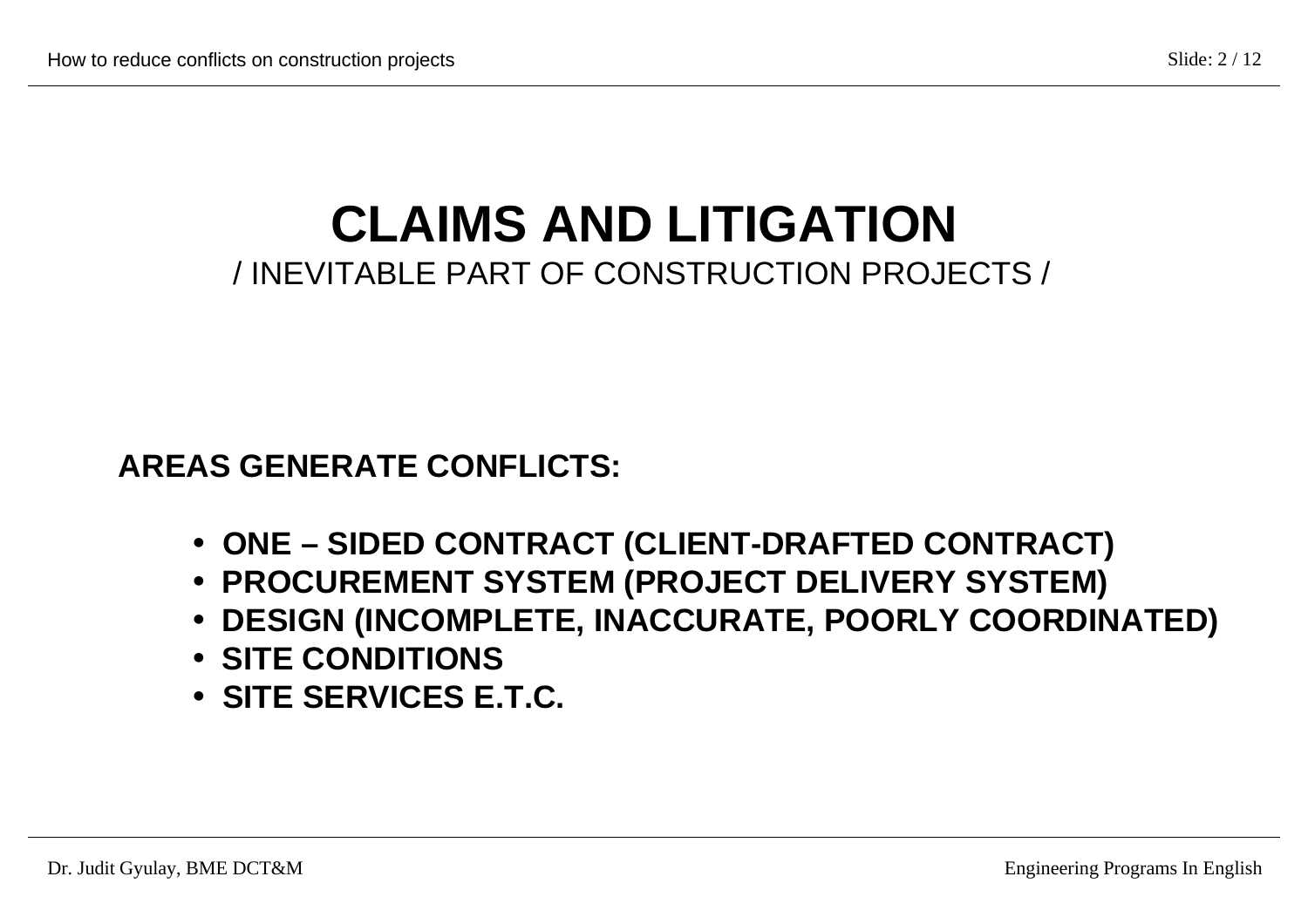# CLAIMS AND LITIGATION

/ INEVITABLE PART OF CONSTRUCTION PROJECTS /

**AREAS GENERATE CONFLICTS:**

- **ONE – SIDED CONTRACT (CLIENT-DRAFTED CONTRACT)**
- **PROCUREMENT SYSTEM (PROJECT DELIVERY SYSTEM)**
- **DESIGN (INCOMPLETE, INACCURATE, POORLY COORDINATED)**
- **SITE CONDITIONS**
- **SITE SERVICES E.T.C.**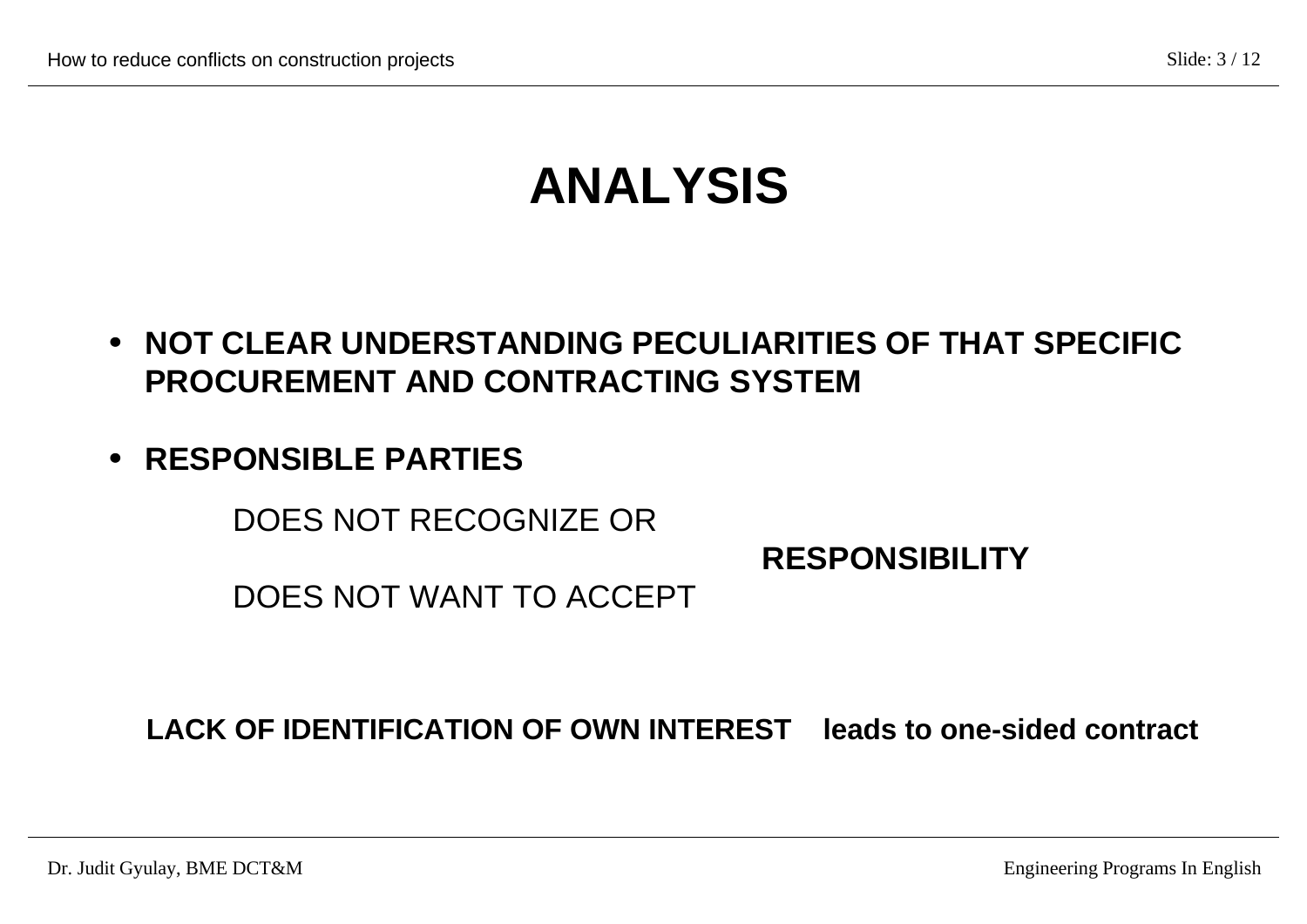# ANALYSIS

- **NOT CLEAR UNDERSTANDING PECULIARITIES OF THAT SPECIFIC PROCUREMENT AND CONTRACTING SYSTEM**

- **RESPONSIBLE PARTIES**

  DOES NOT RECOGNIZE OR

  **RESPONSIBILITY**

  DOES NOT WANT TO ACCEPT

**LACK OF IDENTIFICATION OF OWN INTEREST leads to one-sided contract**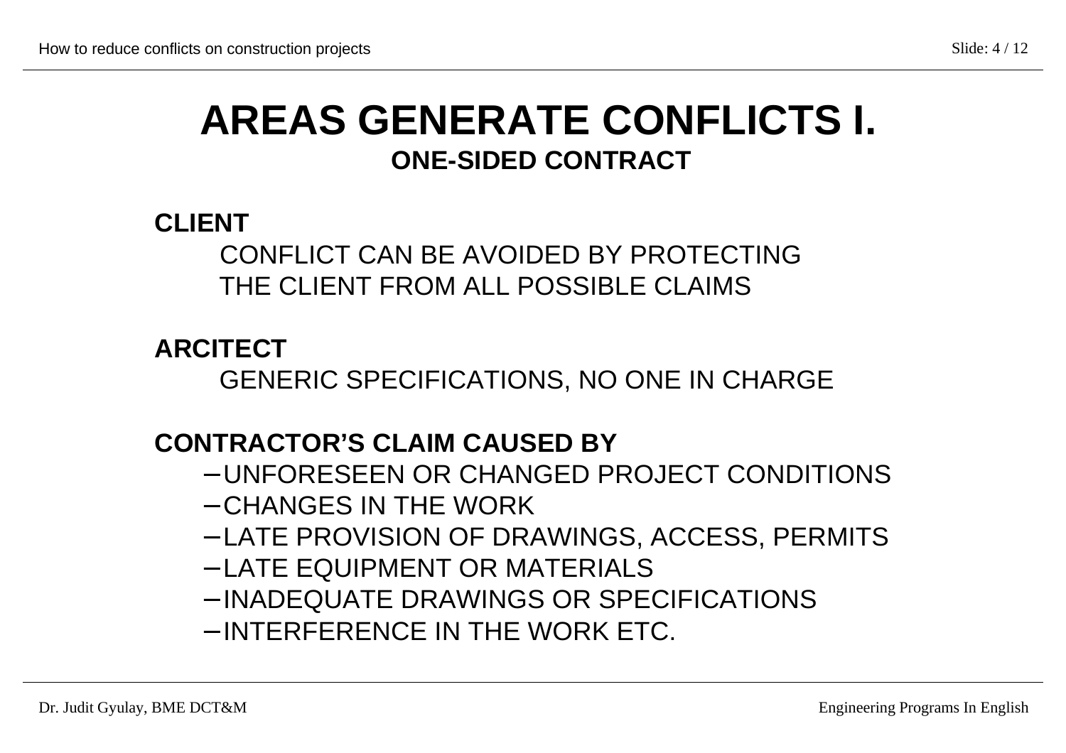# AREAS GENERATE CONFLICTS I.

## ONE-SIDED CONTRACT

**CLIENT**

CONFLICT CAN BE AVOIDED BY PROTECTING THE CLIENT FROM ALL POSSIBLE CLAIMS

**ARCITECT**

GENERIC SPECIFICATIONS, NO ONE IN CHARGE

**CONTRACTOR'S CLAIM CAUSED BY**

- UNFORESEEN OR CHANGED PROJECT CONDITIONS
- CHANGES IN THE WORK
- LATE PROVISION OF DRAWINGS, ACCESS, PERMITS
- LATE EQUIPMENT OR MATERIALS
- INADEQUATE DRAWINGS OR SPECIFICATIONS
- INTERFERENCE IN THE WORK ETC.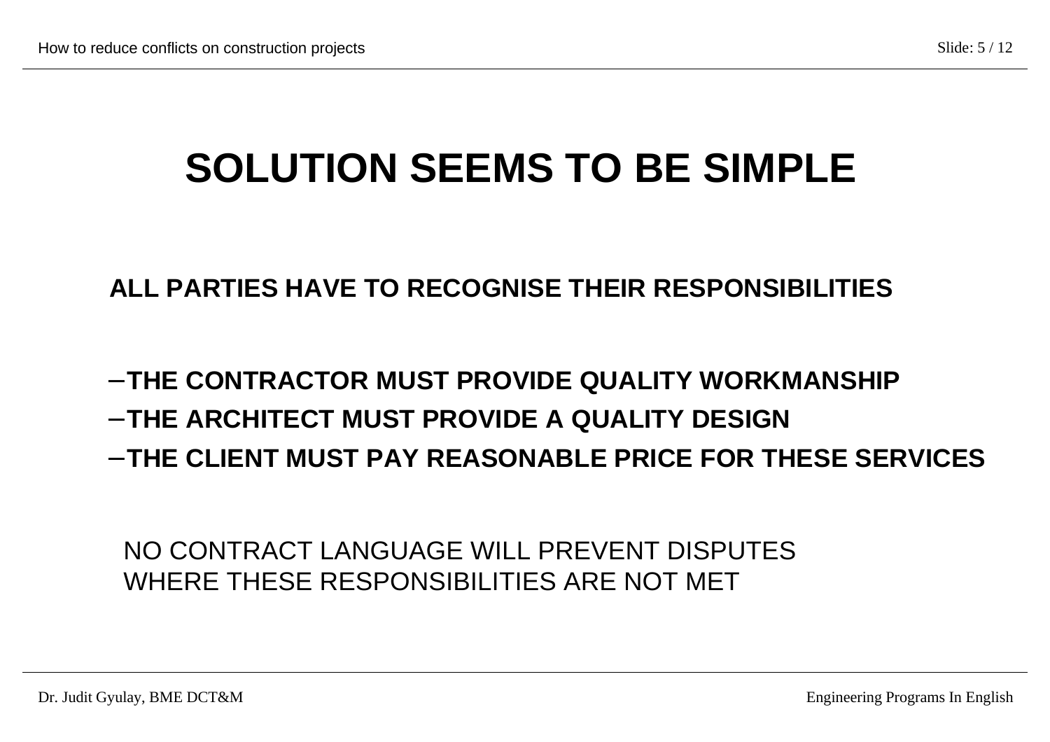# SOLUTION SEEMS TO BE SIMPLE

**ALL PARTIES HAVE TO RECOGNISE THEIR RESPONSIBILITIES**

- **THE CONTRACTOR MUST PROVIDE QUALITY WORKMANSHIP**
- **THE ARCHITECT MUST PROVIDE A QUALITY DESIGN**
- **THE CLIENT MUST PAY REASONABLE PRICE FOR THESE SERVICES**

NO CONTRACT LANGUAGE WILL PREVENT DISPUTES WHERE THESE RESPONSIBILITIES ARE NOT MET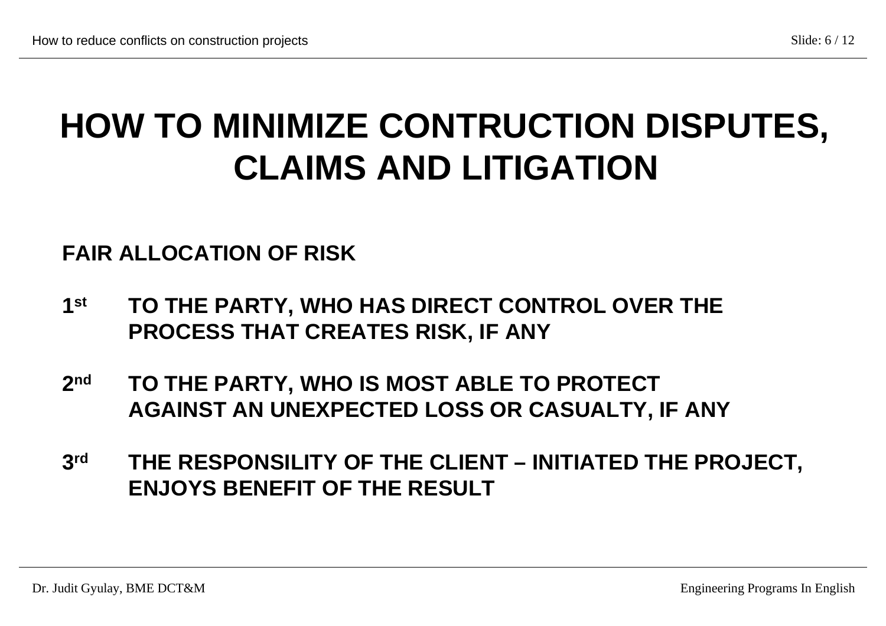# HOW TO MINIMIZE CONTRUCTION DISPUTES, CLAIMS AND LITIGATION

**FAIR ALLOCATION OF RISK**

**1st** **TO THE PARTY, WHO HAS DIRECT CONTROL OVER THE PROCESS THAT CREATES RISK, IF ANY**

**2nd** **TO THE PARTY, WHO IS MOST ABLE TO PROTECT AGAINST AN UNEXPECTED LOSS OR CASUALTY, IF ANY**

**3rd** **THE RESPONSILITY OF THE CLIENT – INITIATED THE PROJECT, ENJOYS BENEFIT OF THE RESULT**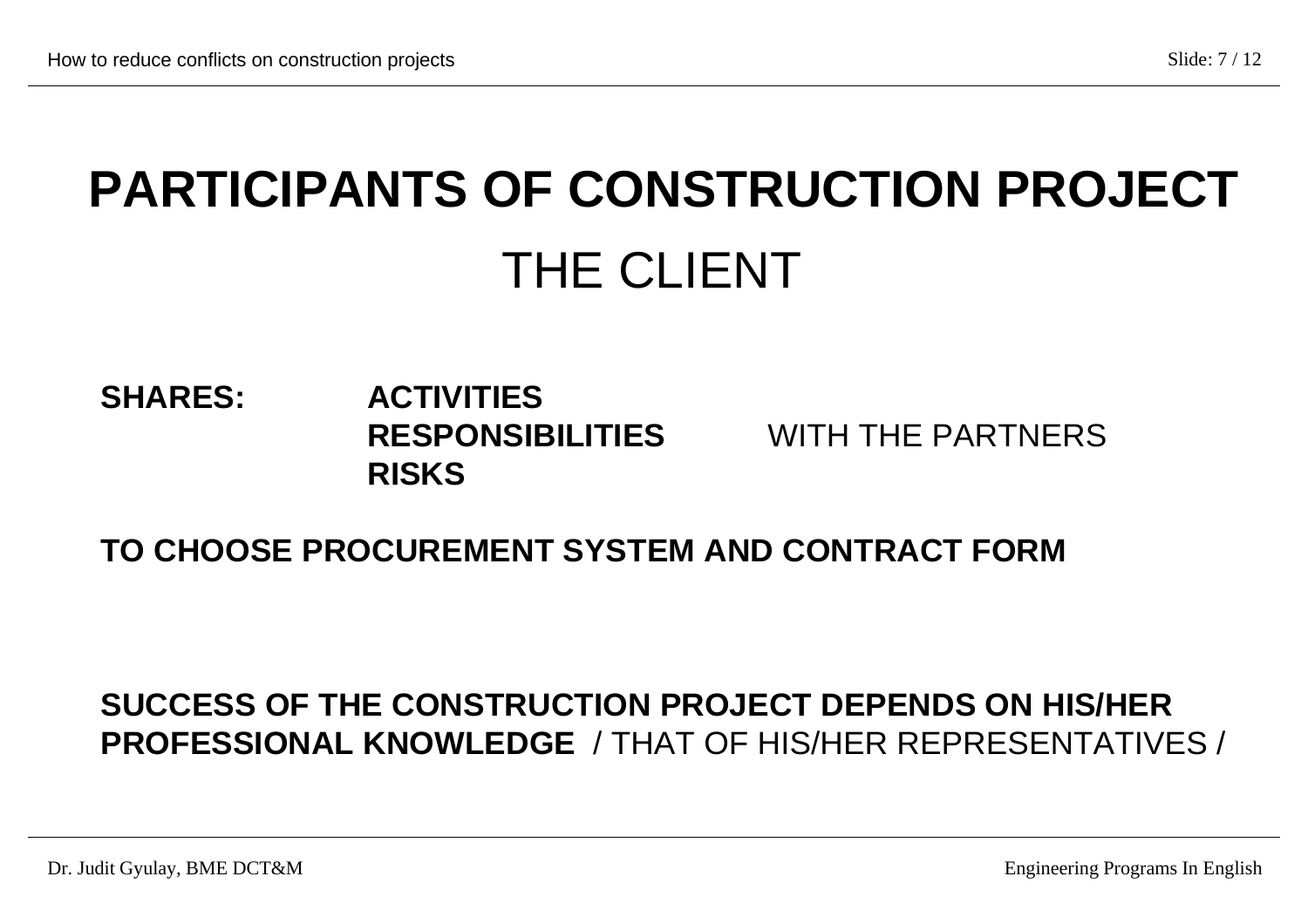# PARTICIPANTS OF CONSTRUCTION PROJECT

## THE CLIENT

**SHARES:** **ACTIVITIES**
**RESPONSIBILITIES** WITH THE PARTNERS
**RISKS**

**TO CHOOSE PROCUREMENT SYSTEM AND CONTRACT FORM**

**SUCCESS OF THE CONSTRUCTION PROJECT DEPENDS ON HIS/HER PROFESSIONAL KNOWLEDGE** / THAT OF HIS/HER REPRESENTATIVES /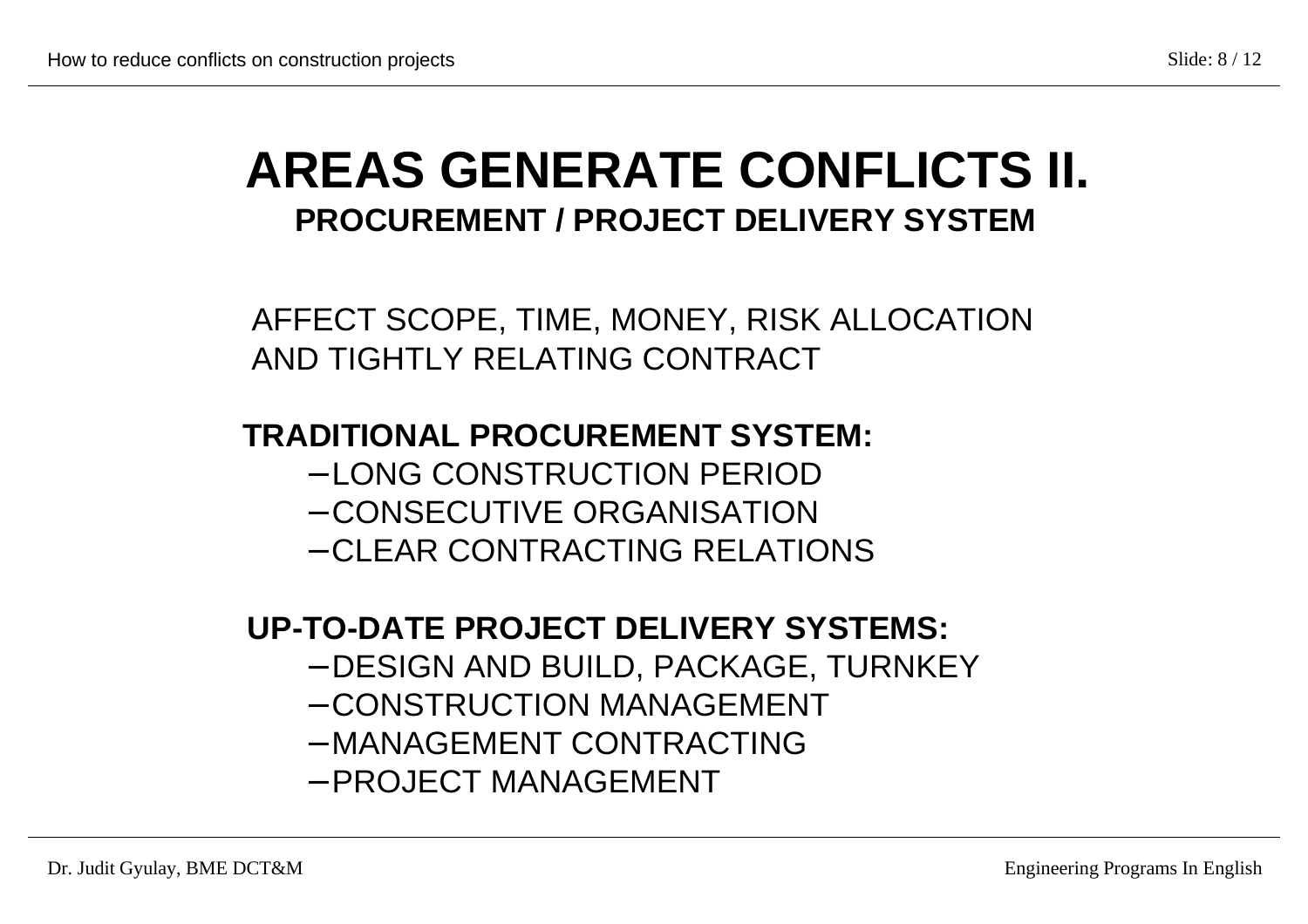# AREAS GENERATE CONFLICTS II.

## PROCUREMENT / PROJECT DELIVERY SYSTEM

AFFECT SCOPE, TIME, MONEY, RISK ALLOCATION AND TIGHTLY RELATING CONTRACT

**TRADITIONAL PROCUREMENT SYSTEM:**

- LONG CONSTRUCTION PERIOD
- CONSECUTIVE ORGANISATION
- CLEAR CONTRACTING RELATIONS

**UP-TO-DATE PROJECT DELIVERY SYSTEMS:**

- DESIGN AND BUILD, PACKAGE, TURNKEY
- CONSTRUCTION MANAGEMENT
- MANAGEMENT CONTRACTING
- PROJECT MANAGEMENT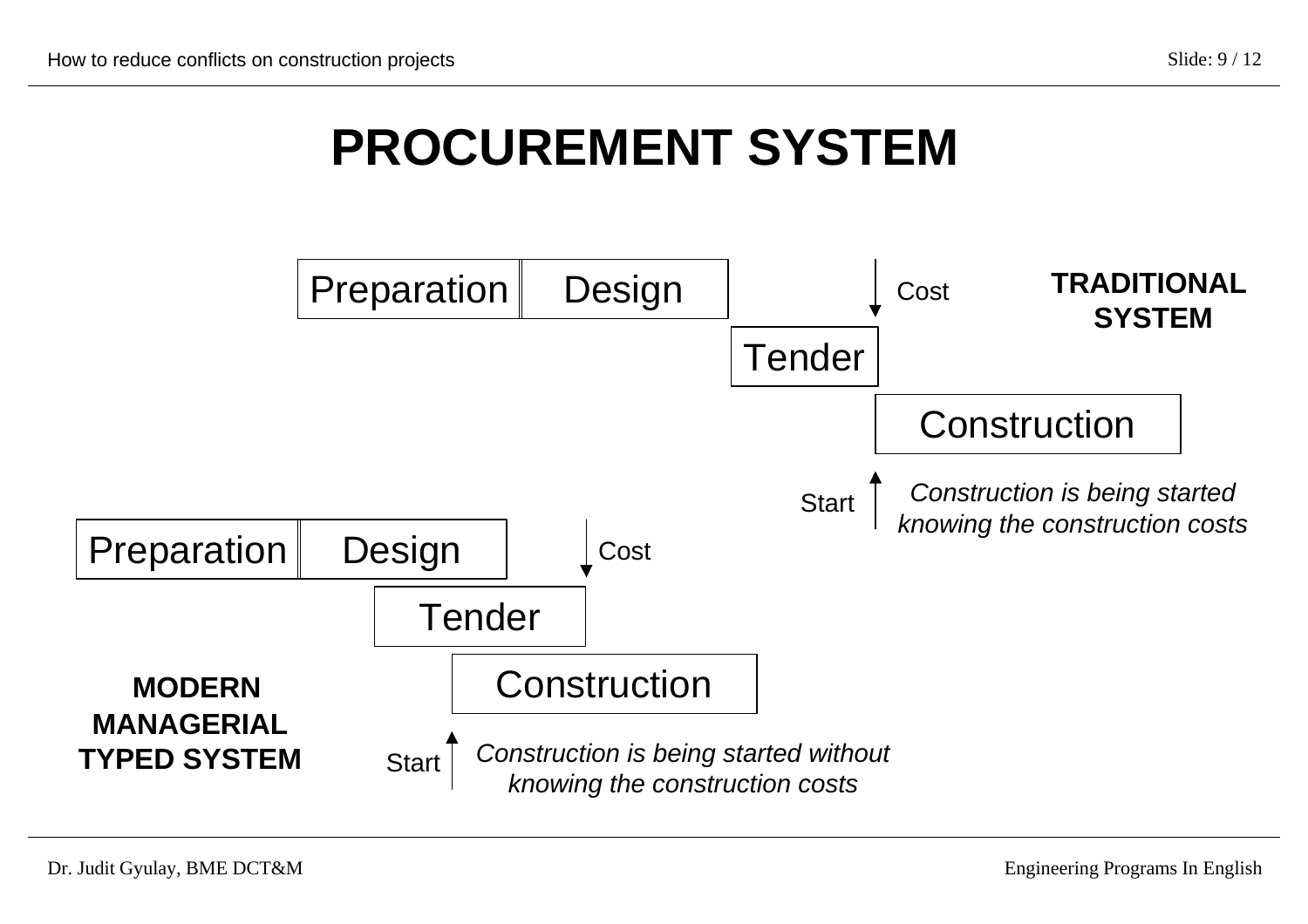# PROCUREMENT SYSTEM

**TRADITIONAL SYSTEM**

Preparation | Design

Cost

Tender

Construction

Start

*Construction is being started knowing the construction costs*

**MODERN MANAGERIAL TYPED SYSTEM**

Preparation | Design

Cost

Tender

Construction

Start

*Construction is being started without knowing the construction costs*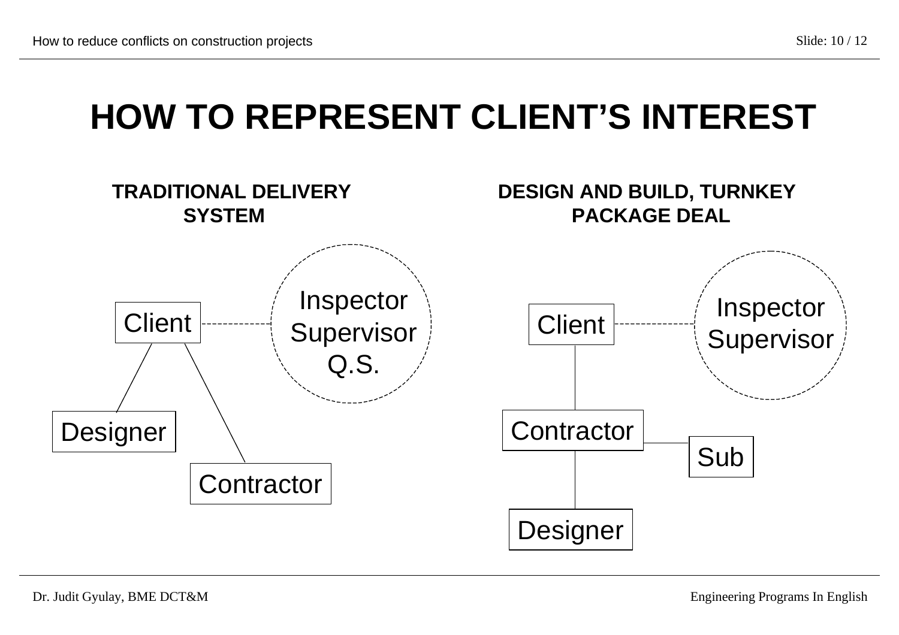# HOW TO REPRESENT CLIENT'S INTEREST

**TRADITIONAL DELIVERY SYSTEM**

Client

Inspector
Supervisor
Q.S.

Designer

Contractor

**DESIGN AND BUILD, TURNKEY PACKAGE DEAL**

Client

Inspector
Supervisor

Contractor

Sub

Designer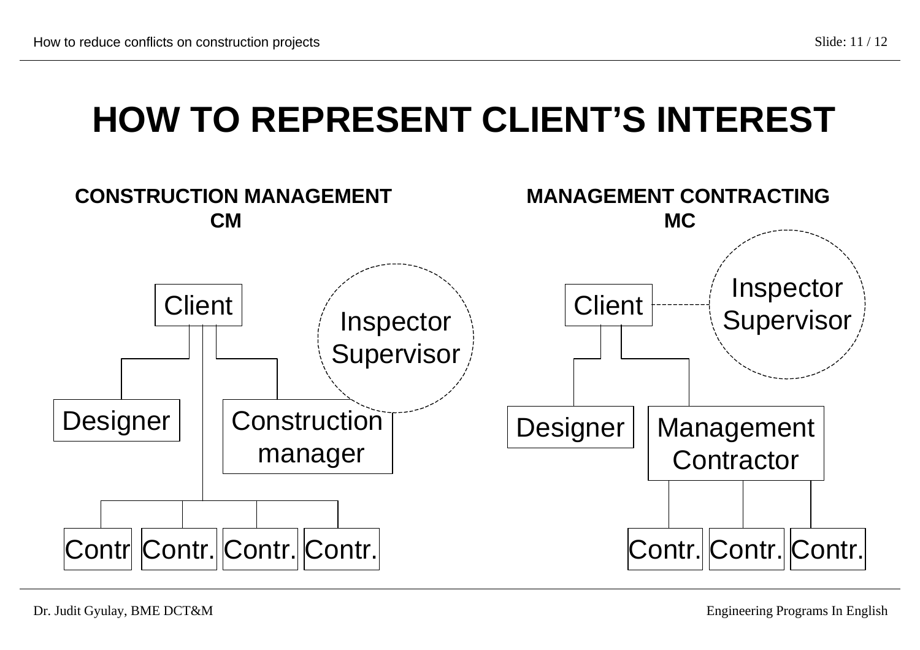# HOW TO REPRESENT CLIENT'S INTEREST

**CONSTRUCTION MANAGEMENT**
**CM**

Client

Inspector Supervisor

Designer

Construction manager

Contr Contr. Contr. Contr.

**MANAGEMENT CONTRACTING**
**MC**

Inspector Supervisor

Client

Designer

Management Contractor

Contr. Contr. Contr.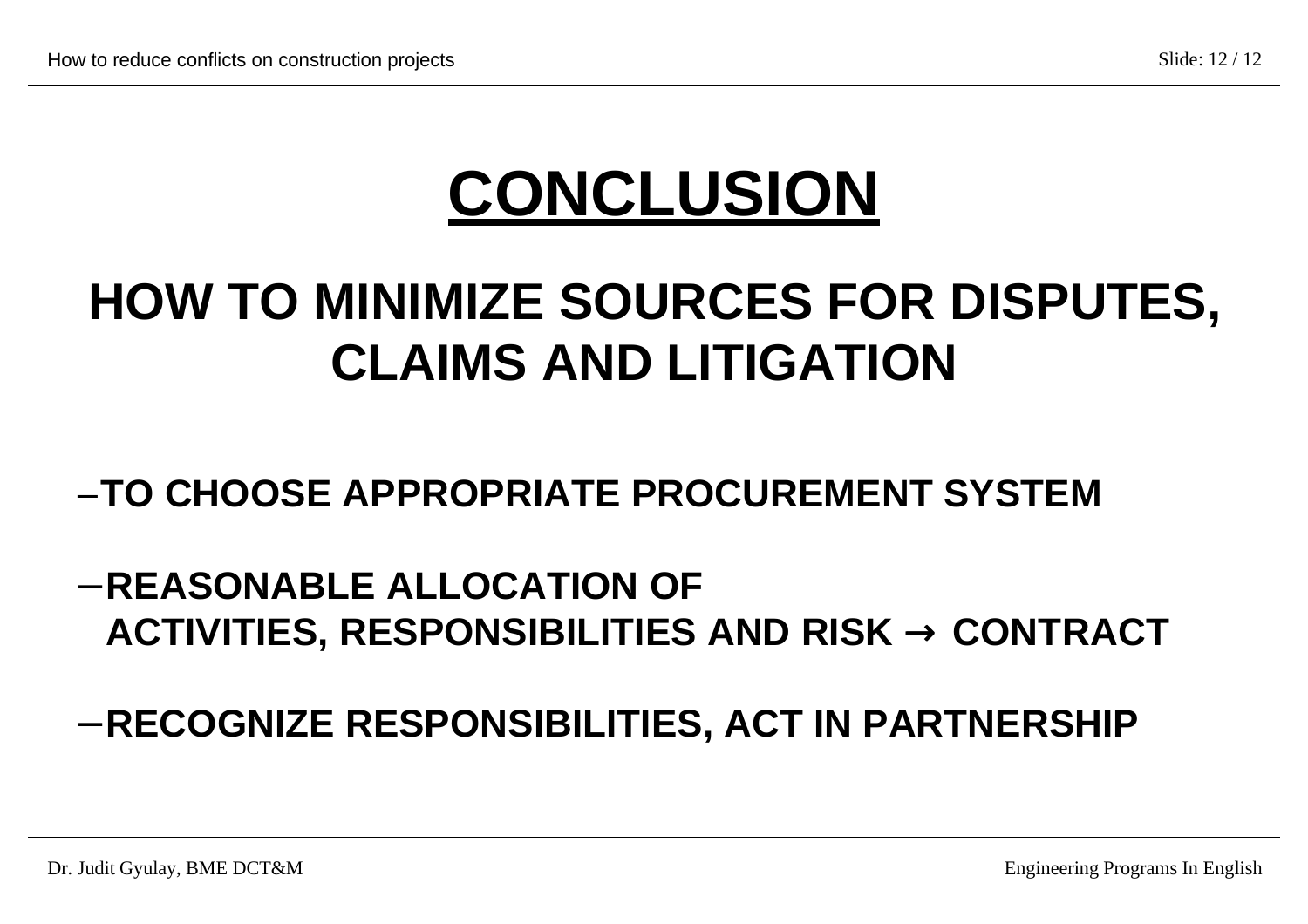# CONCLUSION

## HOW TO MINIMIZE SOURCES FOR DISPUTES, CLAIMS AND LITIGATION

- **TO CHOOSE APPROPRIATE PROCUREMENT SYSTEM**
- **REASONABLE ALLOCATION OF ACTIVITIES, RESPONSIBILITIES AND RISK → CONTRACT**
- **RECOGNIZE RESPONSIBILITIES, ACT IN PARTNERSHIP**